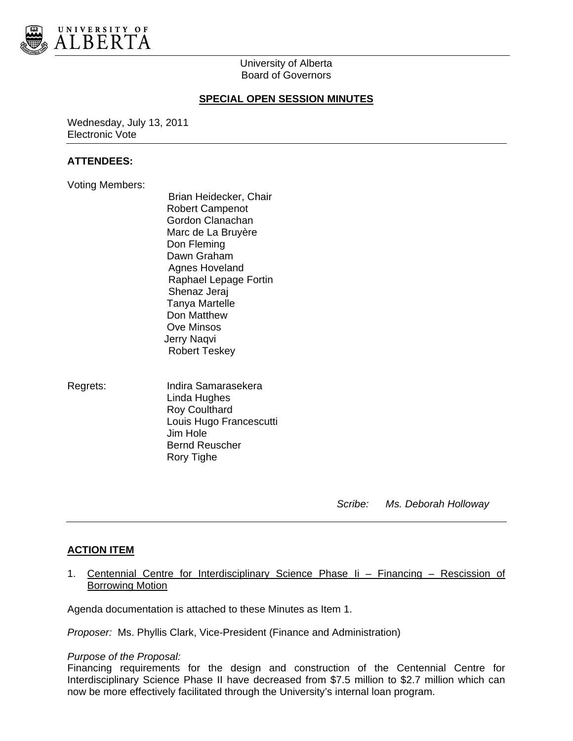University of Alberta
Board of Governors

## SPECIAL OPEN SESSION MINUTES

Wednesday, July 13, 2011
Electronic Vote

---

### ATTENDEES:

Voting Members:

Brian Heidecker, Chair
Robert Campenot
Gordon Clanachan
Marc de La Bruyère
Don Fleming
Dawn Graham
Agnes Hoveland
Raphael Lepage Fortin
Shenaz Jeraj
Tanya Martelle
Don Matthew
Ove Minsos
Jerry Naqvi
Robert Teskey

Regrets:

Indira Samarasekera
Linda Hughes
Roy Coulthard
Louis Hugo Francescutti
Jim Hole
Bernd Reuscher
Rory Tighe

*Scribe: Ms. Deborah Holloway*

---

### ACTION ITEM

1. Centennial Centre for Interdisciplinary Science Phase Ii – Financing – Rescission of Borrowing Motion

Agenda documentation is attached to these Minutes as Item 1.

*Proposer:* Ms. Phyllis Clark, Vice-President (Finance and Administration)

*Purpose of the Proposal:*
Financing requirements for the design and construction of the Centennial Centre for Interdisciplinary Science Phase II have decreased from $7.5 million to $2.7 million which can now be more effectively facilitated through the University's internal loan program.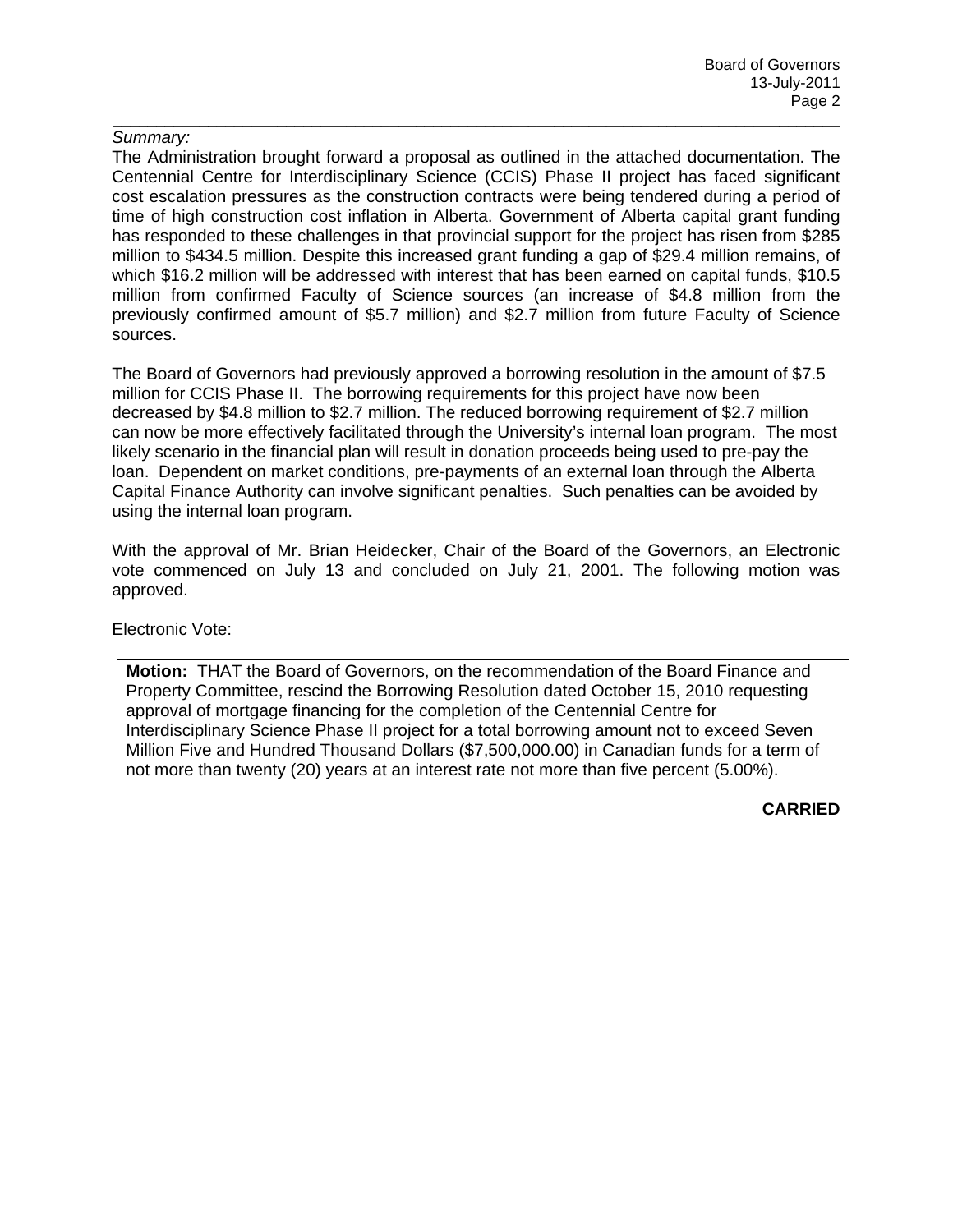*Summary:*

The Administration brought forward a proposal as outlined in the attached documentation. The Centennial Centre for Interdisciplinary Science (CCIS) Phase II project has faced significant cost escalation pressures as the construction contracts were being tendered during a period of time of high construction cost inflation in Alberta. Government of Alberta capital grant funding has responded to these challenges in that provincial support for the project has risen from $285 million to $434.5 million. Despite this increased grant funding a gap of $29.4 million remains, of which $16.2 million will be addressed with interest that has been earned on capital funds, $10.5 million from confirmed Faculty of Science sources (an increase of $4.8 million from the previously confirmed amount of $5.7 million) and $2.7 million from future Faculty of Science sources.

The Board of Governors had previously approved a borrowing resolution in the amount of $7.5 million for CCIS Phase II. The borrowing requirements for this project have now been decreased by $4.8 million to $2.7 million. The reduced borrowing requirement of $2.7 million can now be more effectively facilitated through the University's internal loan program. The most likely scenario in the financial plan will result in donation proceeds being used to pre-pay the loan. Dependent on market conditions, pre-payments of an external loan through the Alberta Capital Finance Authority can involve significant penalties. Such penalties can be avoided by using the internal loan program.

With the approval of Mr. Brian Heidecker, Chair of the Board of the Governors, an Electronic vote commenced on July 13 and concluded on July 21, 2001. The following motion was approved.

Electronic Vote:

**Motion:** THAT the Board of Governors, on the recommendation of the Board Finance and Property Committee, rescind the Borrowing Resolution dated October 15, 2010 requesting approval of mortgage financing for the completion of the Centennial Centre for Interdisciplinary Science Phase II project for a total borrowing amount not to exceed Seven Million Five and Hundred Thousand Dollars ($7,500,000.00) in Canadian funds for a term of not more than twenty (20) years at an interest rate not more than five percent (5.00%).

**CARRIED**